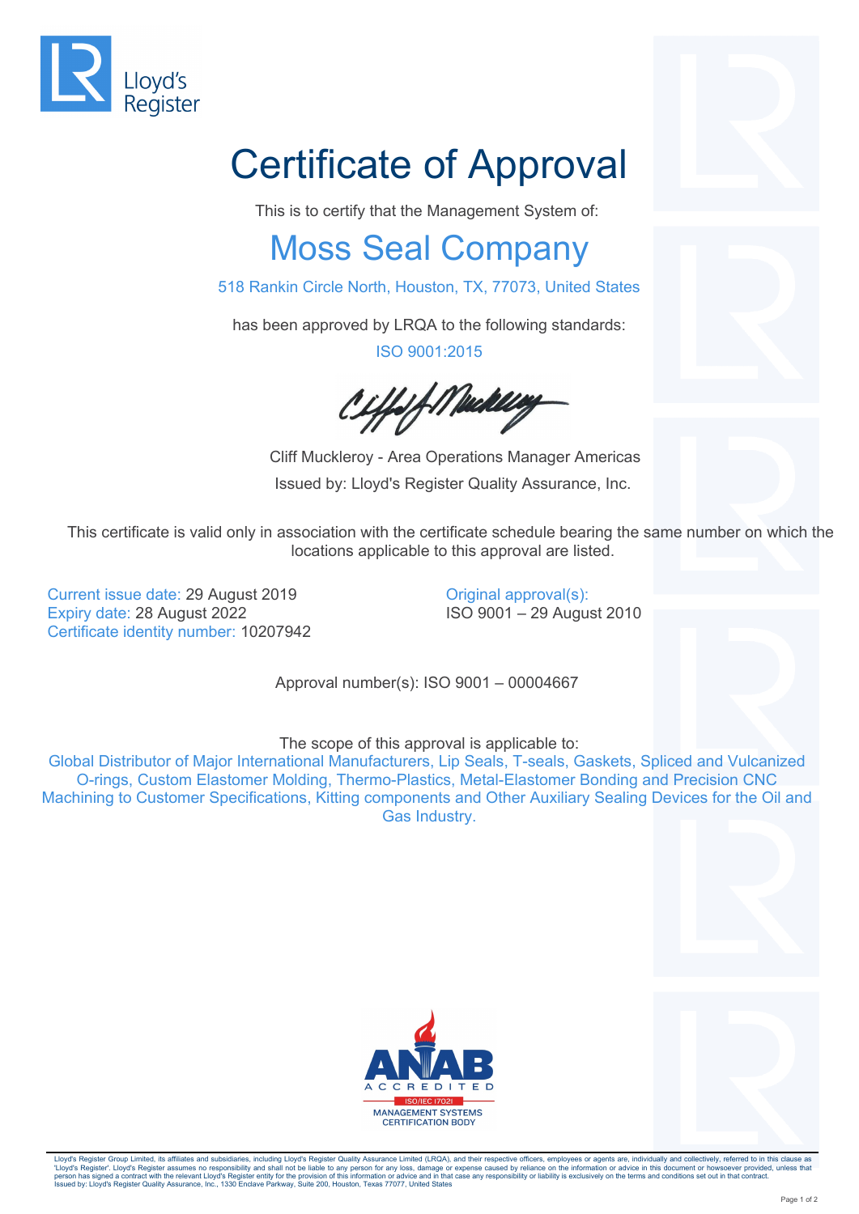Lloyd's Register

# Certificate of Approval

This is to certify that the Management System of:

## Moss Seal Company

518 Rankin Circle North, Houston, TX, 77073, United States

has been approved by LRQA to the following standards:

ISO 9001:2015

Cliff Muckleroy - Area Operations Manager Americas

Issued by: Lloyd's Register Quality Assurance, Inc.

This certificate is valid only in association with the certificate schedule bearing the same number on which the locations applicable to this approval are listed.

Current issue date: 29 August 2019
Expiry date: 28 August 2022
Certificate identity number: 10207942

Original approval(s):
ISO 9001 – 29 August 2010

Approval number(s): ISO 9001 – 00004667

The scope of this approval is applicable to:

Global Distributor of Major International Manufacturers, Lip Seals, T-seals, Gaskets, Spliced and Vulcanized O-rings, Custom Elastomer Molding, Thermo-Plastics, Metal-Elastomer Bonding and Precision CNC Machining to Customer Specifications, Kitting components and Other Auxiliary Sealing Devices for the Oil and Gas Industry.

ANAB ACCREDITED
ISO/IEC 17021
MANAGEMENT SYSTEMS CERTIFICATION BODY

Lloyd's Register Group Limited, its affiliates and subsidiaries, including Lloyd's Register Quality Assurance Limited (LRQA), and their respective officers, employees or agents are, individually and collectively, referred to in this clause as 'Lloyd's Register'. Lloyd's Register assumes no responsibility and shall not be liable to any person for any loss, damage or expense caused by reliance on the information or advice in this document or howsoever provided, unless that person has signed a contract with the relevant Lloyd's Register entity for the provision of this information or advice and in that case any responsibility or liability is exclusively on the terms and conditions set out in that contract.
Issued by: Lloyd's Register Quality Assurance, Inc., 1330 Enclave Parkway, Suite 200, Houston, Texas 77077, United States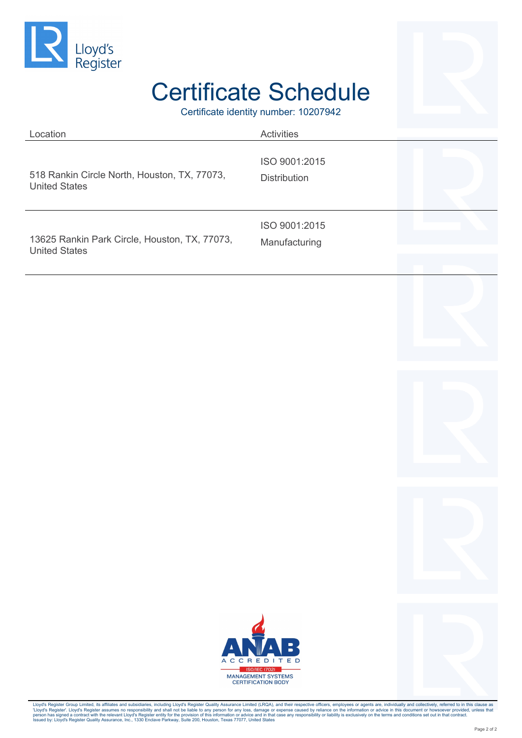Lloyd's Register

# Certificate Schedule

Certificate identity number: 10207942

| Location | Activities |
| --- | --- |
| 518 Rankin Circle North, Houston, TX, 77073, United States | ISO 9001:2015<br>Distribution |
| 13625 Rankin Park Circle, Houston, TX, 77073, United States | ISO 9001:2015<br>Manufacturing |

ANAB ACCREDITED
ISO/IEC 17021
MANAGEMENT SYSTEMS CERTIFICATION BODY

Lloyd's Register Group Limited, its affiliates and subsidiaries, including Lloyd's Register Quality Assurance Limited (LRQA), and their respective officers, employees or agents are, individually and collectively, referred to in this clause as 'Lloyd's Register'. Lloyd's Register assumes no responsibility and shall not be liable to any person for any loss, damage or expense caused by reliance on the information or advice in this document or howsoever provided, unless that person has signed a contract with the relevant Lloyd's Register entity for the provision of this information or advice and in that case any responsibility or liability is exclusively on the terms and conditions set out in that contract.
Issued by: Lloyd's Register Quality Assurance, Inc., 1330 Enclave Parkway, Suite 200, Houston, Texas 77077, United States